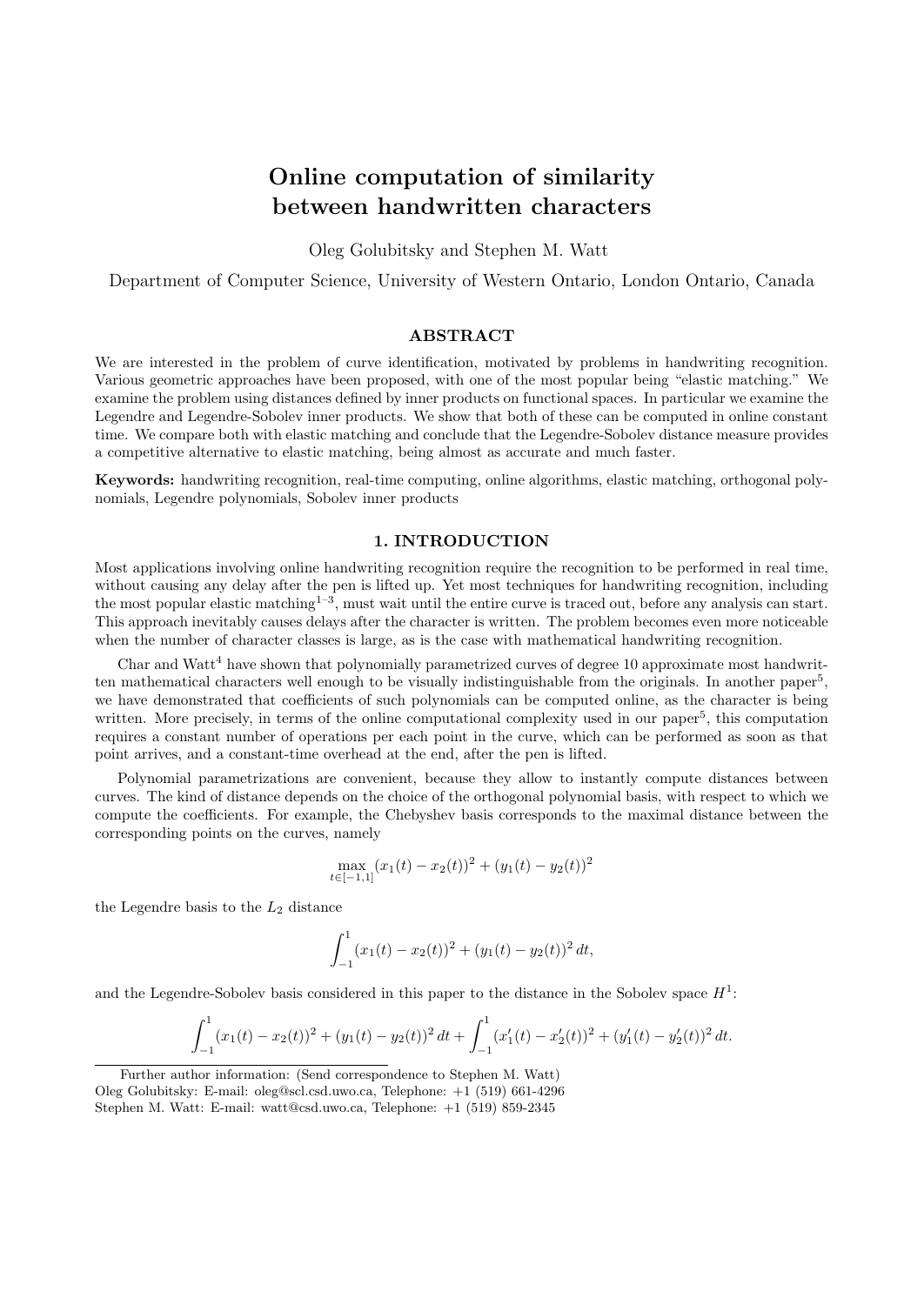# Online computation of similarity between handwritten characters

Oleg Golubitsky and Stephen M. Watt

Department of Computer Science, University of Western Ontario, London Ontario, Canada

## ABSTRACT

We are interested in the problem of curve identification, motivated by problems in handwriting recognition. Various geometric approaches have been proposed, with one of the most popular being "elastic matching." We examine the problem using distances defined by inner products on functional spaces. In particular we examine the Legendre and Legendre-Sobolev inner products. We show that both of these can be computed in online constant time. We compare both with elastic matching and conclude that the Legendre-Sobolev distance measure provides a competitive alternative to elastic matching, being almost as accurate and much faster.

**Keywords:** handwriting recognition, real-time computing, online algorithms, elastic matching, orthogonal polynomials, Legendre polynomials, Sobolev inner products

## 1. INTRODUCTION

Most applications involving online handwriting recognition require the recognition to be performed in real time, without causing any delay after the pen is lifted up. Yet most techniques for handwriting recognition, including the most popular elastic matching[1–3], must wait until the entire curve is traced out, before any analysis can start. This approach inevitably causes delays after the character is written. The problem becomes even more noticeable when the number of character classes is large, as is the case with mathematical handwriting recognition.

Char and Watt[4] have shown that polynomially parametrized curves of degree 10 approximate most handwritten mathematical characters well enough to be visually indistinguishable from the originals. In another paper[5], we have demonstrated that coefficients of such polynomials can be computed online, as the character is being written. More precisely, in terms of the online computational complexity used in our paper[5], this computation requires a constant number of operations per each point in the curve, which can be performed as soon as that point arrives, and a constant-time overhead at the end, after the pen is lifted.

Polynomial parametrizations are convenient, because they allow to instantly compute distances between curves. The kind of distance depends on the choice of the orthogonal polynomial basis, with respect to which we compute the coefficients. For example, the Chebyshev basis corresponds to the maximal distance between the corresponding points on the curves, namely

$$\max_{t\in[-1,1]} (x_1(t) - x_2(t))^2 + (y_1(t) - y_2(t))^2$$

the Legendre basis to the $L_2$ distance

$$\int_{-1}^{1} (x_1(t) - x_2(t))^2 + (y_1(t) - y_2(t))^2 \, dt,$$

and the Legendre-Sobolev basis considered in this paper to the distance in the Sobolev space $H^1$:

$$\int_{-1}^{1} (x_1(t) - x_2(t))^2 + (y_1(t) - y_2(t))^2 \, dt + \int_{-1}^{1} (x_1'(t) - x_2'(t))^2 + (y_1'(t) - y_2'(t))^2 \, dt.$$

Further author information: (Send correspondence to Stephen M. Watt)
Oleg Golubitsky: E-mail: oleg@scl.csd.uwo.ca, Telephone: +1 (519) 661-4296
Stephen M. Watt: E-mail: watt@csd.uwo.ca, Telephone: +1 (519) 859-2345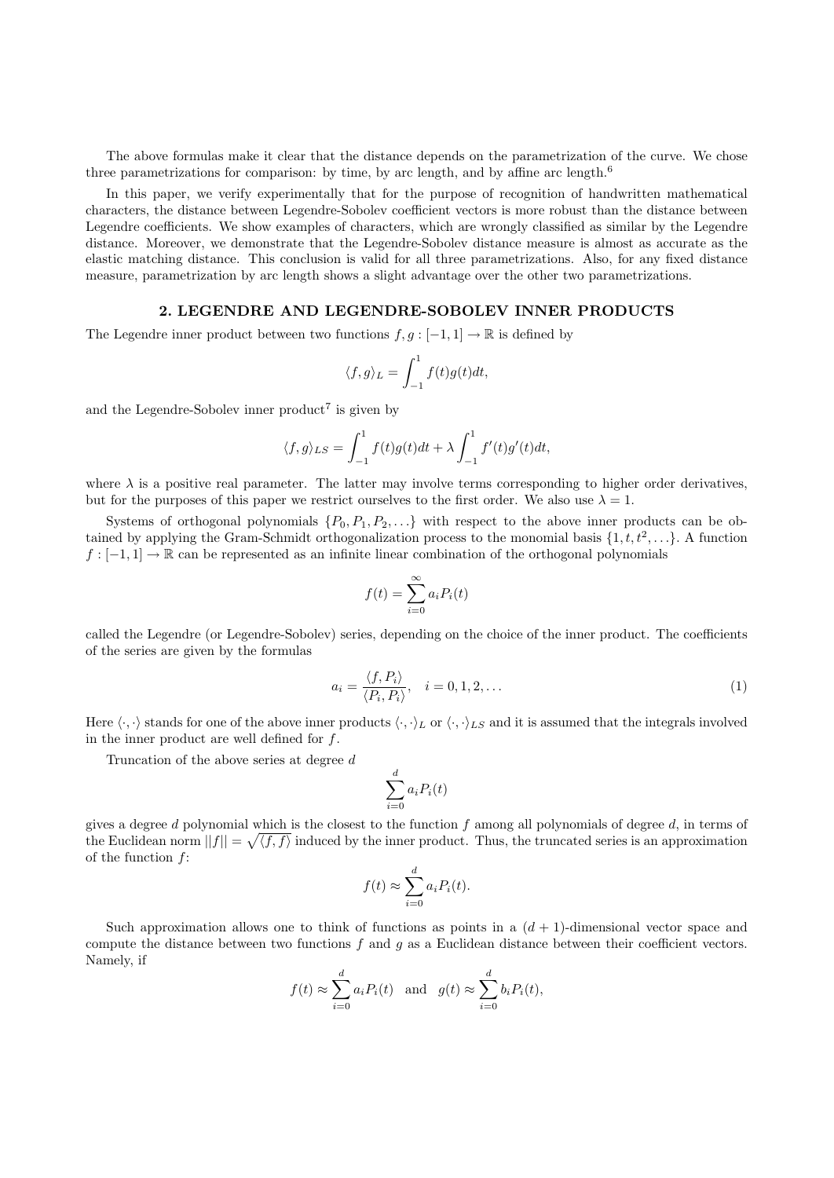The above formulas make it clear that the distance depends on the parametrization of the curve. We chose three parametrizations for comparison: by time, by arc length, and by affine arc length.[6]

In this paper, we verify experimentally that for the purpose of recognition of handwritten mathematical characters, the distance between Legendre-Sobolev coefficient vectors is more robust than the distance between Legendre coefficients. We show examples of characters, which are wrongly classified as similar by the Legendre distance. Moreover, we demonstrate that the Legendre-Sobolev distance measure is almost as accurate as the elastic matching distance. This conclusion is valid for all three parametrizations. Also, for any fixed distance measure, parametrization by arc length shows a slight advantage over the other two parametrizations.

## 2. LEGENDRE AND LEGENDRE-SOBOLEV INNER PRODUCTS

The Legendre inner product between two functions $f, g : [-1, 1] \to \mathbb{R}$ is defined by

$$\langle f, g \rangle_L = \int_{-1}^{1} f(t)g(t)dt,$$

and the Legendre-Sobolev inner product[7] is given by

$$\langle f, g \rangle_{LS} = \int_{-1}^{1} f(t)g(t)dt + \lambda \int_{-1}^{1} f'(t)g'(t)dt,$$

where $\lambda$ is a positive real parameter. The latter may involve terms corresponding to higher order derivatives, but for the purposes of this paper we restrict ourselves to the first order. We also use $\lambda = 1$.

Systems of orthogonal polynomials $\{P_0, P_1, P_2, \ldots\}$ with respect to the above inner products can be obtained by applying the Gram-Schmidt orthogonalization process to the monomial basis $\{1, t, t^2, \ldots\}$. A function $f : [-1, 1] \to \mathbb{R}$ can be represented as an infinite linear combination of the orthogonal polynomials

$$f(t) = \sum_{i=0}^{\infty} a_i P_i(t)$$

called the Legendre (or Legendre-Sobolev) series, depending on the choice of the inner product. The coefficients of the series are given by the formulas

$$a_i = \frac{\langle f, P_i \rangle}{\langle P_i, P_i \rangle}, \quad i = 0, 1, 2, \ldots \tag{1}$$

Here $\langle \cdot, \cdot \rangle$ stands for one of the above inner products $\langle \cdot, \cdot \rangle_L$ or $\langle \cdot, \cdot \rangle_{LS}$ and it is assumed that the integrals involved in the inner product are well defined for $f$.

Truncation of the above series at degree $d$

$$\sum_{i=0}^{d} a_i P_i(t)$$

gives a degree $d$ polynomial which is the closest to the function $f$ among all polynomials of degree $d$, in terms of the Euclidean norm $||f|| = \sqrt{\langle f, f \rangle}$ induced by the inner product. Thus, the truncated series is an approximation of the function $f$:

$$f(t) \approx \sum_{i=0}^{d} a_i P_i(t).$$

Such approximation allows one to think of functions as points in a $(d+1)$-dimensional vector space and compute the distance between two functions $f$ and $g$ as a Euclidean distance between their coefficient vectors. Namely, if

$$f(t) \approx \sum_{i=0}^{d} a_i P_i(t) \quad \text{and} \quad g(t) \approx \sum_{i=0}^{d} b_i P_i(t),$$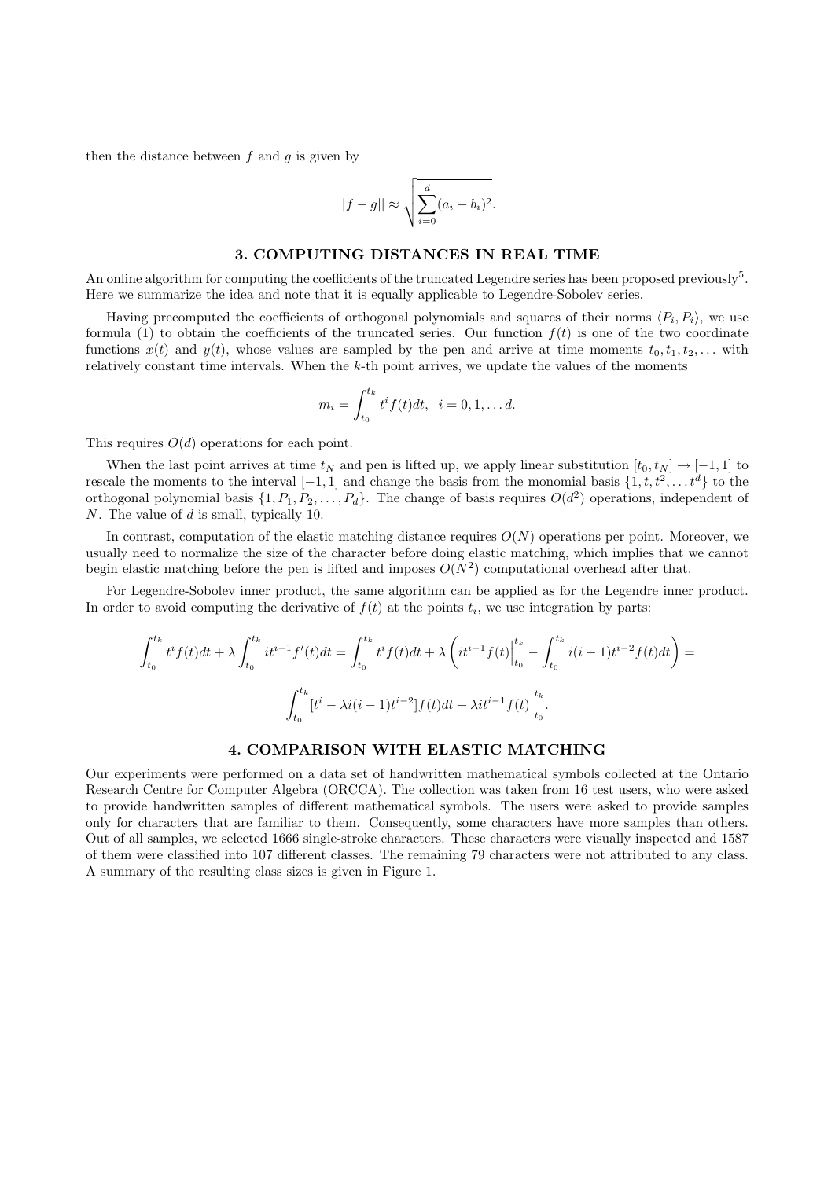then the distance between $f$ and $g$ is given by

$$||f - g|| \approx \sqrt{\sum_{i=0}^{d} (a_i - b_i)^2}.$$

## 3. COMPUTING DISTANCES IN REAL TIME

An online algorithm for computing the coefficients of the truncated Legendre series has been proposed previously[5]. Here we summarize the idea and note that it is equally applicable to Legendre-Sobolev series.

Having precomputed the coefficients of orthogonal polynomials and squares of their norms $\langle P_i, P_i \rangle$, we use formula (1) to obtain the coefficients of the truncated series. Our function $f(t)$ is one of the two coordinate functions $x(t)$ and $y(t)$, whose values are sampled by the pen and arrive at time moments $t_0, t_1, t_2, \ldots$ with relatively constant time intervals. When the $k$-th point arrives, we update the values of the moments

$$m_i = \int_{t_0}^{t_k} t^i f(t) dt, \quad i = 0, 1, \ldots d.$$

This requires $O(d)$ operations for each point.

When the last point arrives at time $t_N$ and pen is lifted up, we apply linear substitution $[t_0, t_N] \to [-1, 1]$ to rescale the moments to the interval $[-1, 1]$ and change the basis from the monomial basis $\{1, t, t^2, \ldots t^d\}$ to the orthogonal polynomial basis $\{1, P_1, P_2, \ldots, P_d\}$. The change of basis requires $O(d^2)$ operations, independent of $N$. The value of $d$ is small, typically 10.

In contrast, computation of the elastic matching distance requires $O(N)$ operations per point. Moreover, we usually need to normalize the size of the character before doing elastic matching, which implies that we cannot begin elastic matching before the pen is lifted and imposes $O(N^2)$ computational overhead after that.

For Legendre-Sobolev inner product, the same algorithm can be applied as for the Legendre inner product. In order to avoid computing the derivative of $f(t)$ at the points $t_i$, we use integration by parts:

$$\int_{t_0}^{t_k} t^i f(t) dt + \lambda \int_{t_0}^{t_k} i t^{i-1} f'(t) dt = \int_{t_0}^{t_k} t^i f(t) dt + \lambda \left( i t^{i-1} f(t) \Big|_{t_0}^{t_k} - \int_{t_0}^{t_k} i(i-1) t^{i-2} f(t) dt \right) =$$

$$\int_{t_0}^{t_k} [t^i - \lambda i(i-1) t^{i-2}] f(t) dt + \lambda i t^{i-1} f(t) \Big|_{t_0}^{t_k}.$$

## 4. COMPARISON WITH ELASTIC MATCHING

Our experiments were performed on a data set of handwritten mathematical symbols collected at the Ontario Research Centre for Computer Algebra (ORCCA). The collection was taken from 16 test users, who were asked to provide handwritten samples of different mathematical symbols. The users were asked to provide samples only for characters that are familiar to them. Consequently, some characters have more samples than others. Out of all samples, we selected 1666 single-stroke characters. These characters were visually inspected and 1587 of them were classified into 107 different classes. The remaining 79 characters were not attributed to any class. A summary of the resulting class sizes is given in Figure 1.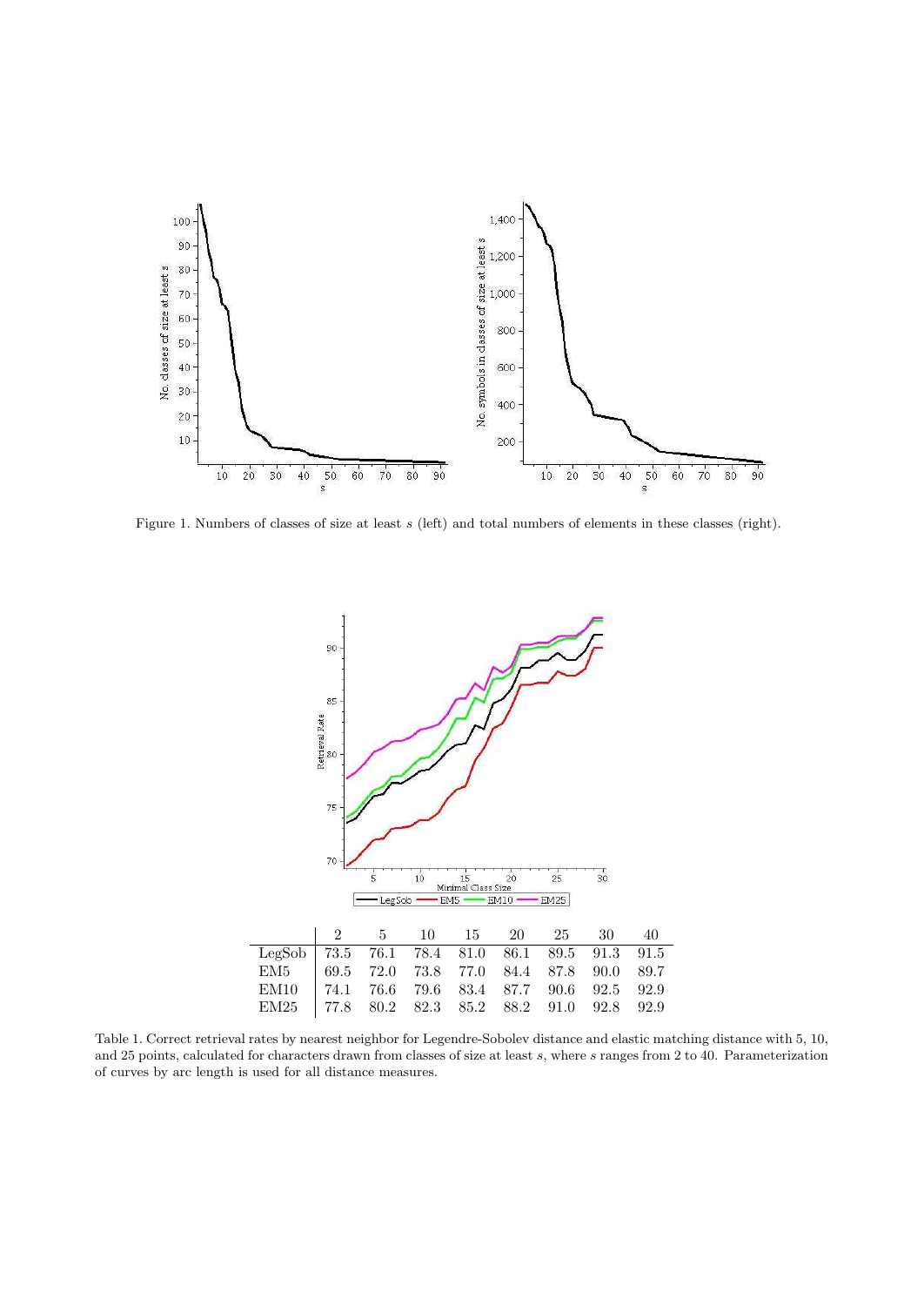Figure 1. Numbers of classes of size at least $s$ (left) and total numbers of elements in these classes (right).

|  | 2 | 5 | 10 | 15 | 20 | 25 | 30 | 40 |
|---|---|---|---|---|---|---|---|---|
| LegSob | 73.5 | 76.1 | 78.4 | 81.0 | 86.1 | 89.5 | 91.3 | 91.5 |
| EM5 | 69.5 | 72.0 | 73.8 | 77.0 | 84.4 | 87.8 | 90.0 | 89.7 |
| EM10 | 74.1 | 76.6 | 79.6 | 83.4 | 87.7 | 90.6 | 92.5 | 92.9 |
| EM25 | 77.8 | 80.2 | 82.3 | 85.2 | 88.2 | 91.0 | 92.8 | 92.9 |

Table 1. Correct retrieval rates by nearest neighbor for Legendre-Sobolev distance and elastic matching distance with 5, 10, and 25 points, calculated for characters drawn from classes of size at least $s$, where $s$ ranges from 2 to 40. Parameterization of curves by arc length is used for all distance measures.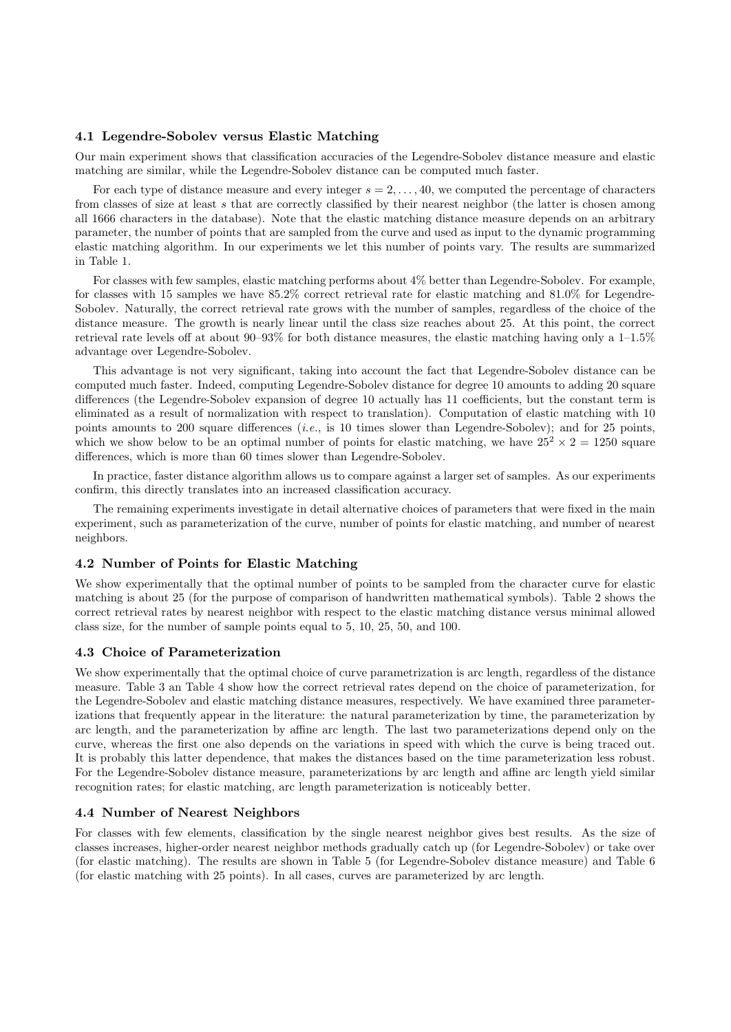### 4.1 Legendre-Sobolev versus Elastic Matching

Our main experiment shows that classification accuracies of the Legendre-Sobolev distance measure and elastic matching are similar, while the Legendre-Sobolev distance can be computed much faster.

For each type of distance measure and every integer $s = 2, \ldots, 40$, we computed the percentage of characters from classes of size at least $s$ that are correctly classified by their nearest neighbor (the latter is chosen among all 1666 characters in the database). Note that the elastic matching distance measure depends on an arbitrary parameter, the number of points that are sampled from the curve and used as input to the dynamic programming elastic matching algorithm. In our experiments we let this number of points vary. The results are summarized in Table 1.

For classes with few samples, elastic matching performs about 4% better than Legendre-Sobolev. For example, for classes with 15 samples we have 85.2% correct retrieval rate for elastic matching and 81.0% for Legendre-Sobolev. Naturally, the correct retrieval rate grows with the number of samples, regardless of the choice of the distance measure. The growth is nearly linear until the class size reaches about 25. At this point, the correct retrieval rate levels off at about 90–93% for both distance measures, the elastic matching having only a 1–1.5% advantage over Legendre-Sobolev.

This advantage is not very significant, taking into account the fact that Legendre-Sobolev distance can be computed much faster. Indeed, computing Legendre-Sobolev distance for degree 10 amounts to adding 20 square differences (the Legendre-Sobolev expansion of degree 10 actually has 11 coefficients, but the constant term is eliminated as a result of normalization with respect to translation). Computation of elastic matching with 10 points amounts to 200 square differences (*i.e.*, is 10 times slower than Legendre-Sobolev); and for 25 points, which we show below to be an optimal number of points for elastic matching, we have $25^2 \times 2 = 1250$ square differences, which is more than 60 times slower than Legendre-Sobolev.

In practice, faster distance algorithm allows us to compare against a larger set of samples. As our experiments confirm, this directly translates into an increased classification accuracy.

The remaining experiments investigate in detail alternative choices of parameters that were fixed in the main experiment, such as parameterization of the curve, number of points for elastic matching, and number of nearest neighbors.

### 4.2 Number of Points for Elastic Matching

We show experimentally that the optimal number of points to be sampled from the character curve for elastic matching is about 25 (for the purpose of comparison of handwritten mathematical symbols). Table 2 shows the correct retrieval rates by nearest neighbor with respect to the elastic matching distance versus minimal allowed class size, for the number of sample points equal to 5, 10, 25, 50, and 100.

### 4.3 Choice of Parameterization

We show experimentally that the optimal choice of curve parametrization is arc length, regardless of the distance measure. Table 3 an Table 4 show how the correct retrieval rates depend on the choice of parameterization, for the Legendre-Sobolev and elastic matching distance measures, respectively. We have examined three parameterizations that frequently appear in the literature: the natural parameterization by time, the parameterization by arc length, and the parameterization by affine arc length. The last two parameterizations depend only on the curve, whereas the first one also depends on the variations in speed with which the curve is being traced out. It is probably this latter dependence, that makes the distances based on the time parameterization less robust. For the Legendre-Sobolev distance measure, parameterizations by arc length and affine arc length yield similar recognition rates; for elastic matching, arc length parameterization is noticeably better.

### 4.4 Number of Nearest Neighbors

For classes with few elements, classification by the single nearest neighbor gives best results. As the size of classes increases, higher-order nearest neighbor methods gradually catch up (for Legendre-Sobolev) or take over (for elastic matching). The results are shown in Table 5 (for Legendre-Sobolev distance measure) and Table 6 (for elastic matching with 25 points). In all cases, curves are parameterized by arc length.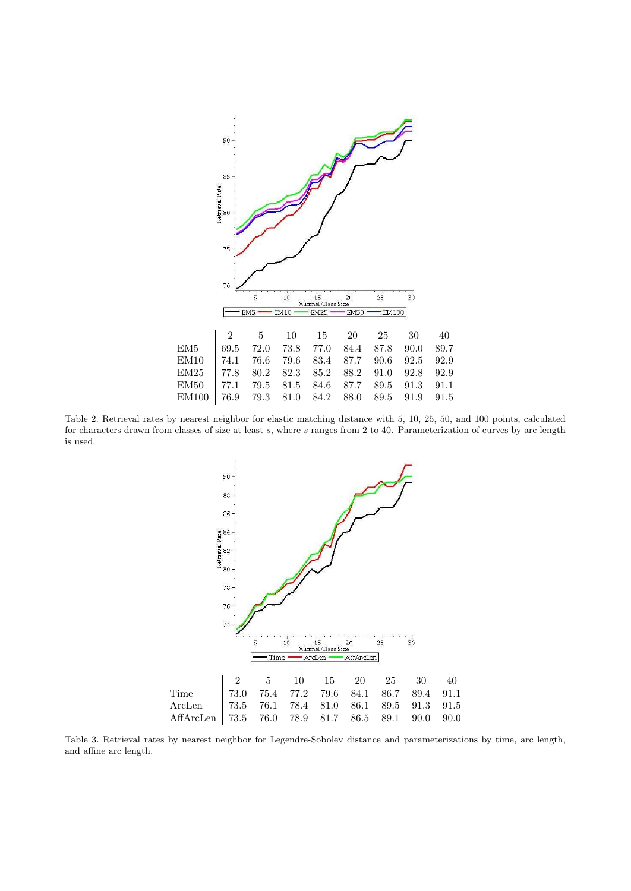| | 2 | 5 | 10 | 15 | 20 | 25 | 30 | 40 |
|---|---|---|---|---|---|---|---|---|
| EM5 | 69.5 | 72.0 | 73.8 | 77.0 | 84.4 | 87.8 | 90.0 | 89.7 |
| EM10 | 74.1 | 76.6 | 79.6 | 83.4 | 87.7 | 90.6 | 92.5 | 92.9 |
| EM25 | 77.8 | 80.2 | 82.3 | 85.2 | 88.2 | 91.0 | 92.8 | 92.9 |
| EM50 | 77.1 | 79.5 | 81.5 | 84.6 | 87.7 | 89.5 | 91.3 | 91.1 |
| EM100 | 76.9 | 79.3 | 81.0 | 84.2 | 88.0 | 89.5 | 91.9 | 91.5 |

Table 2. Retrieval rates by nearest neighbor for elastic matching distance with 5, 10, 25, 50, and 100 points, calculated for characters drawn from classes of size at least $s$, where $s$ ranges from 2 to 40. Parameterization of curves by arc length is used.

| | 2 | 5 | 10 | 15 | 20 | 25 | 30 | 40 |
|---|---|---|---|---|---|---|---|---|
| Time | 73.0 | 75.4 | 77.2 | 79.6 | 84.1 | 86.7 | 89.4 | 91.1 |
| ArcLen | 73.5 | 76.1 | 78.4 | 81.0 | 86.1 | 89.5 | 91.3 | 91.5 |
| AffArcLen | 73.5 | 76.0 | 78.9 | 81.7 | 86.5 | 89.1 | 90.0 | 90.0 |

Table 3. Retrieval rates by nearest neighbor for Legendre-Sobolev distance and parameterizations by time, arc length, and affine arc length.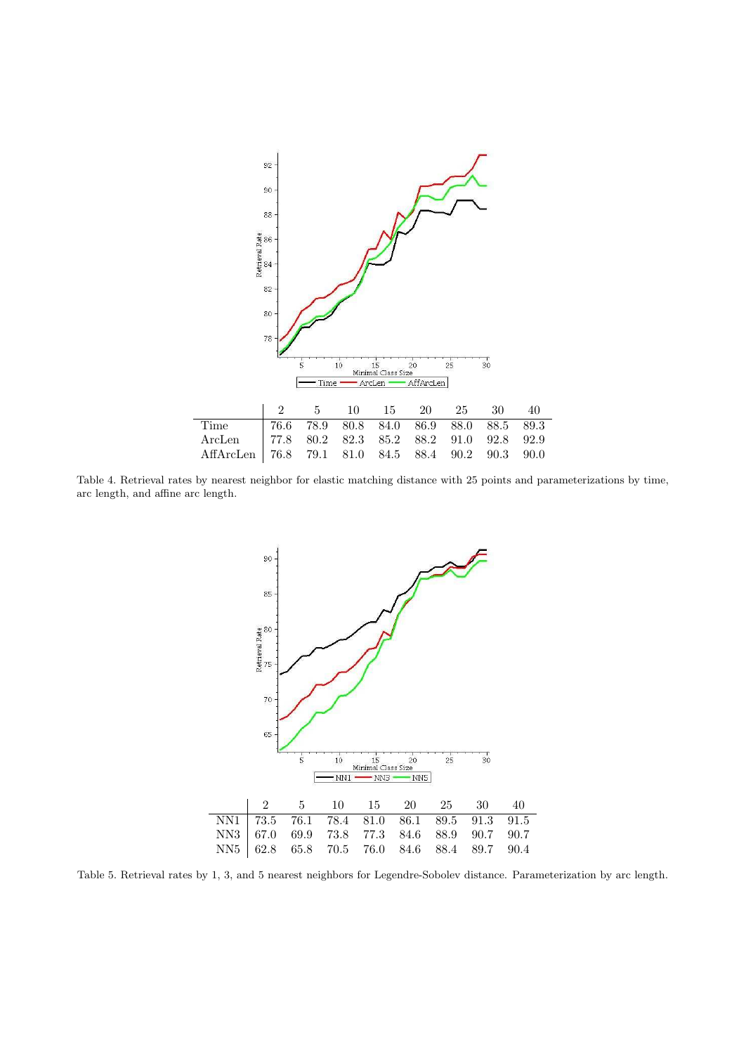|  | 2 | 5 | 10 | 15 | 20 | 25 | 30 | 40 |
|---|---|---|---|---|---|---|---|---|
| Time | 76.6 | 78.9 | 80.8 | 84.0 | 86.9 | 88.0 | 88.5 | 89.3 |
| ArcLen | 77.8 | 80.2 | 82.3 | 85.2 | 88.2 | 91.0 | 92.8 | 92.9 |
| AffArcLen | 76.8 | 79.1 | 81.0 | 84.5 | 88.4 | 90.2 | 90.3 | 90.0 |

Table 4. Retrieval rates by nearest neighbor for elastic matching distance with 25 points and parameterizations by time, arc length, and affine arc length.

|  | 2 | 5 | 10 | 15 | 20 | 25 | 30 | 40 |
|---|---|---|---|---|---|---|---|---|
| NN1 | 73.5 | 76.1 | 78.4 | 81.0 | 86.1 | 89.5 | 91.3 | 91.5 |
| NN3 | 67.0 | 69.9 | 73.8 | 77.3 | 84.6 | 88.9 | 90.7 | 90.7 |
| NN5 | 62.8 | 65.8 | 70.5 | 76.0 | 84.6 | 88.4 | 89.7 | 90.4 |

Table 5. Retrieval rates by 1, 3, and 5 nearest neighbors for Legendre-Sobolev distance. Parameterization by arc length.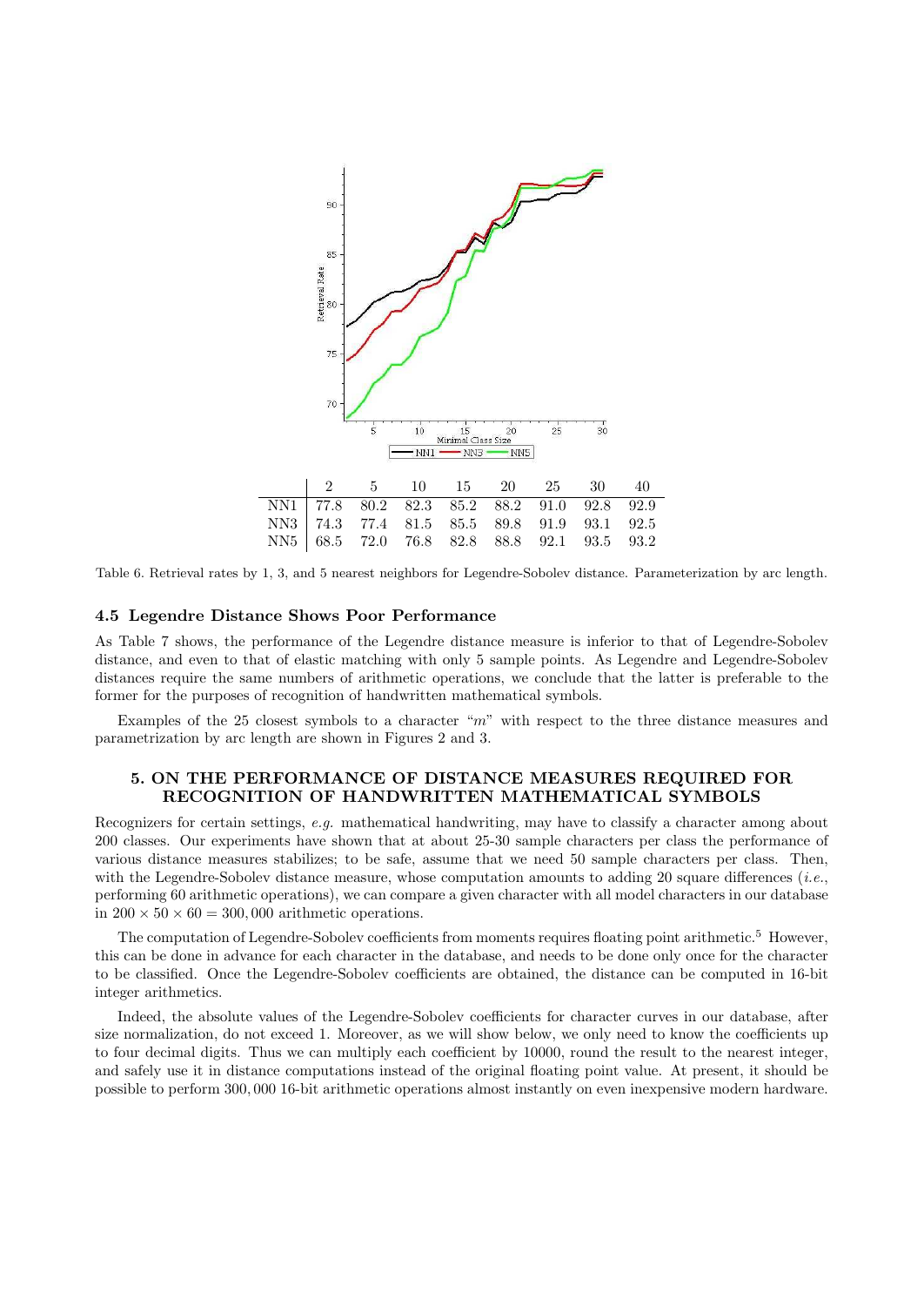|  | 2 | 5 | 10 | 15 | 20 | 25 | 30 | 40 |
|---|---|---|---|---|---|---|---|---|
| NN1 | 77.8 | 80.2 | 82.3 | 85.2 | 88.2 | 91.0 | 92.8 | 92.9 |
| NN3 | 74.3 | 77.4 | 81.5 | 85.5 | 89.8 | 91.9 | 93.1 | 92.5 |
| NN5 | 68.5 | 72.0 | 76.8 | 82.8 | 88.8 | 92.1 | 93.5 | 93.2 |

Table 6. Retrieval rates by 1, 3, and 5 nearest neighbors for Legendre-Sobolev distance. Parameterization by arc length.

### 4.5 Legendre Distance Shows Poor Performance

As Table 7 shows, the performance of the Legendre distance measure is inferior to that of Legendre-Sobolev distance, and even to that of elastic matching with only 5 sample points. As Legendre and Legendre-Sobolev distances require the same numbers of arithmetic operations, we conclude that the latter is preferable to the former for the purposes of recognition of handwritten mathematical symbols.

Examples of the 25 closest symbols to a character "$m$" with respect to the three distance measures and parametrization by arc length are shown in Figures 2 and 3.

## 5. ON THE PERFORMANCE OF DISTANCE MEASURES REQUIRED FOR RECOGNITION OF HANDWRITTEN MATHEMATICAL SYMBOLS

Recognizers for certain settings, *e.g.* mathematical handwriting, may have to classify a character among about 200 classes. Our experiments have shown that at about 25-30 sample characters per class the performance of various distance measures stabilizes; to be safe, assume that we need 50 sample characters per class. Then, with the Legendre-Sobolev distance measure, whose computation amounts to adding 20 square differences (*i.e.*, performing 60 arithmetic operations), we can compare a given character with all model characters in our database in $200 \times 50 \times 60 = 300,000$ arithmetic operations.

The computation of Legendre-Sobolev coefficients from moments requires floating point arithmetic.[5] However, this can be done in advance for each character in the database, and needs to be done only once for the character to be classified. Once the Legendre-Sobolev coefficients are obtained, the distance can be computed in 16-bit integer arithmetics.

Indeed, the absolute values of the Legendre-Sobolev coefficients for character curves in our database, after size normalization, do not exceed 1. Moreover, as we will show below, we only need to know the coefficients up to four decimal digits. Thus we can multiply each coefficient by 10000, round the result to the nearest integer, and safely use it in distance computations instead of the original floating point value. At present, it should be possible to perform 300,000 16-bit arithmetic operations almost instantly on even inexpensive modern hardware.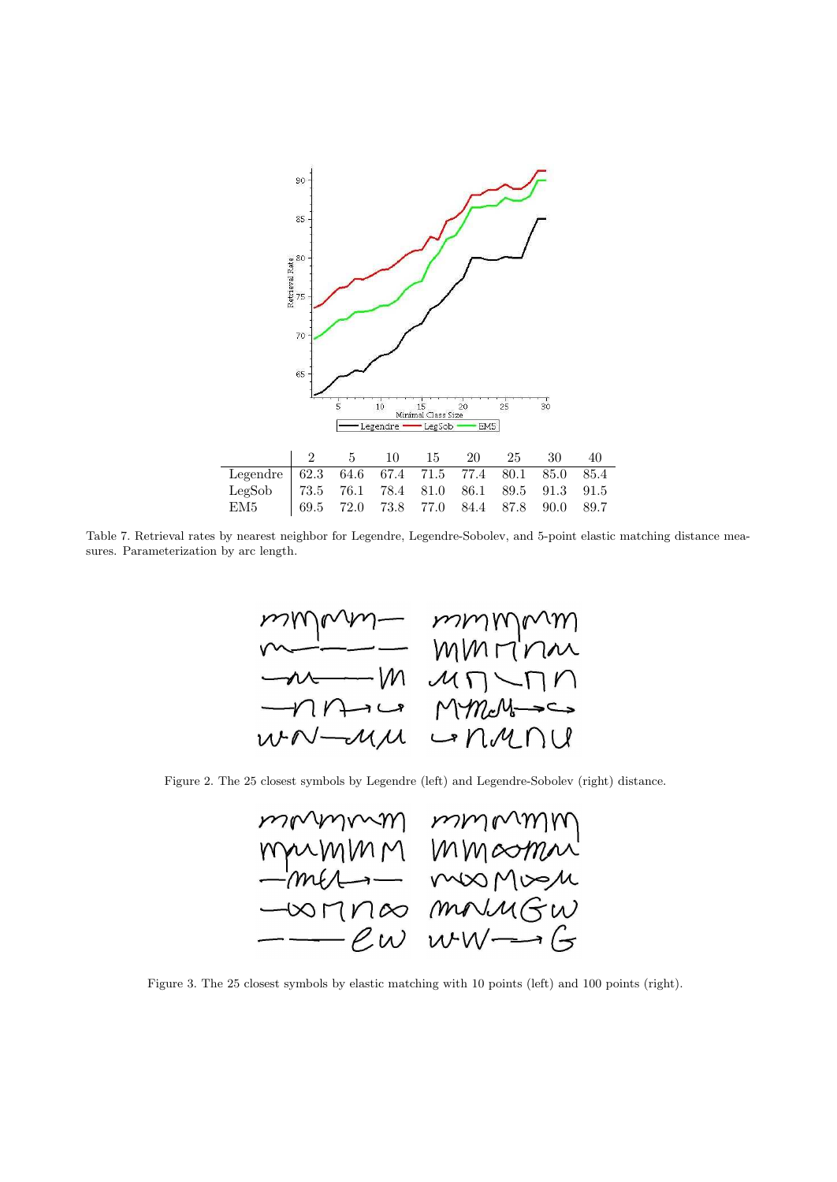| | 2 | 5 | 10 | 15 | 20 | 25 | 30 | 40 |
|---|---|---|---|---|---|---|---|---|
| Legendre | 62.3 | 64.6 | 67.4 | 71.5 | 77.4 | 80.1 | 85.0 | 85.4 |
| LegSob | 73.5 | 76.1 | 78.4 | 81.0 | 86.1 | 89.5 | 91.3 | 91.5 |
| EM5 | 69.5 | 72.0 | 73.8 | 77.0 | 84.4 | 87.8 | 90.0 | 89.7 |

Table 7. Retrieval rates by nearest neighbor for Legendre, Legendre-Sobolev, and 5-point elastic matching distance measures. Parameterization by arc length.

Figure 2. The 25 closest symbols by Legendre (left) and Legendre-Sobolev (right) distance.

Figure 3. The 25 closest symbols by elastic matching with 10 points (left) and 100 points (right).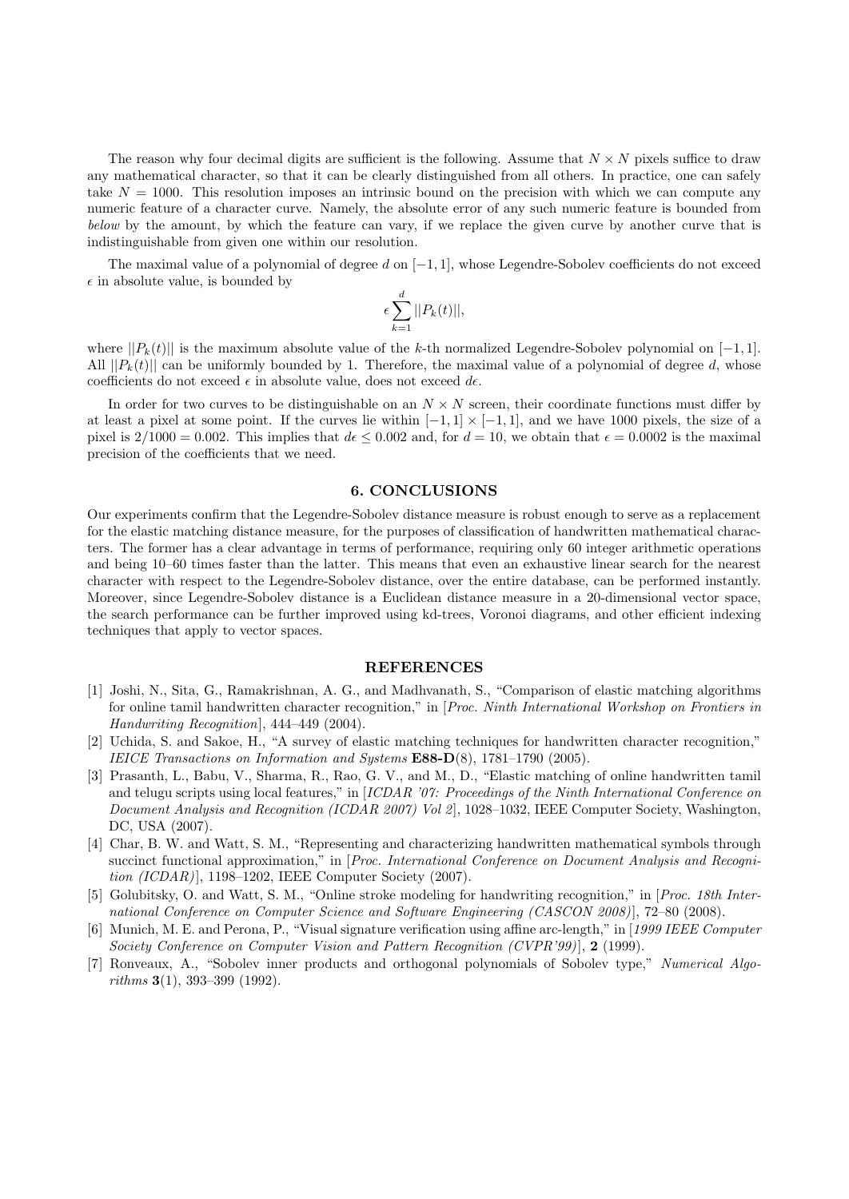The reason why four decimal digits are sufficient is the following. Assume that $N \times N$ pixels suffice to draw any mathematical character, so that it can be clearly distinguished from all others. In practice, one can safely take $N = 1000$. This resolution imposes an intrinsic bound on the precision with which we can compute any numeric feature of a character curve. Namely, the absolute error of any such numeric feature is bounded from *below* by the amount, by which the feature can vary, if we replace the given curve by another curve that is indistinguishable from given one within our resolution.

The maximal value of a polynomial of degree $d$ on $[-1, 1]$, whose Legendre-Sobolev coefficients do not exceed $\epsilon$ in absolute value, is bounded by

$$\epsilon \sum_{k=1}^{d} ||P_k(t)||,$$

where $||P_k(t)||$ is the maximum absolute value of the $k$-th normalized Legendre-Sobolev polynomial on $[-1, 1]$. All $||P_k(t)||$ can be uniformly bounded by 1. Therefore, the maximal value of a polynomial of degree $d$, whose coefficients do not exceed $\epsilon$ in absolute value, does not exceed $d\epsilon$.

In order for two curves to be distinguishable on an $N \times N$ screen, their coordinate functions must differ by at least a pixel at some point. If the curves lie within $[-1, 1] \times [-1, 1]$, and we have 1000 pixels, the size of a pixel is $2/1000 = 0.002$. This implies that $d\epsilon \leq 0.002$ and, for $d = 10$, we obtain that $\epsilon = 0.0002$ is the maximal precision of the coefficients that we need.

## 6. CONCLUSIONS

Our experiments confirm that the Legendre-Sobolev distance measure is robust enough to serve as a replacement for the elastic matching distance measure, for the purposes of classification of handwritten mathematical characters. The former has a clear advantage in terms of performance, requiring only 60 integer arithmetic operations and being 10–60 times faster than the latter. This means that even an exhaustive linear search for the nearest character with respect to the Legendre-Sobolev distance, over the entire database, can be performed instantly. Moreover, since Legendre-Sobolev distance is a Euclidean distance measure in a 20-dimensional vector space, the search performance can be further improved using kd-trees, Voronoi diagrams, and other efficient indexing techniques that apply to vector spaces.

## REFERENCES

[1] Joshi, N., Sita, G., Ramakrishnan, A. G., and Madhvanath, S., "Comparison of elastic matching algorithms for online tamil handwritten character recognition," in [*Proc. Ninth International Workshop on Frontiers in Handwriting Recognition*], 444–449 (2004).

[2] Uchida, S. and Sakoe, H., "A survey of elastic matching techniques for handwritten character recognition," *IEICE Transactions on Information and Systems* **E88-D**(8), 1781–1790 (2005).

[3] Prasanth, L., Babu, V., Sharma, R., Rao, G. V., and M., D., "Elastic matching of online handwritten tamil and telugu scripts using local features," in [*ICDAR '07: Proceedings of the Ninth International Conference on Document Analysis and Recognition (ICDAR 2007) Vol 2*], 1028–1032, IEEE Computer Society, Washington, DC, USA (2007).

[4] Char, B. W. and Watt, S. M., "Representing and characterizing handwritten mathematical symbols through succinct functional approximation," in [*Proc. International Conference on Document Analysis and Recognition (ICDAR)*], 1198–1202, IEEE Computer Society (2007).

[5] Golubitsky, O. and Watt, S. M., "Online stroke modeling for handwriting recognition," in [*Proc. 18th International Conference on Computer Science and Software Engineering (CASCON 2008)*], 72–80 (2008).

[6] Munich, M. E. and Perona, P., "Visual signature verification using affine arc-length," in [*1999 IEEE Computer Society Conference on Computer Vision and Pattern Recognition (CVPR'99)*], **2** (1999).

[7] Ronveaux, A., "Sobolev inner products and orthogonal polynomials of Sobolev type," *Numerical Algorithms* **3**(1), 393–399 (1992).